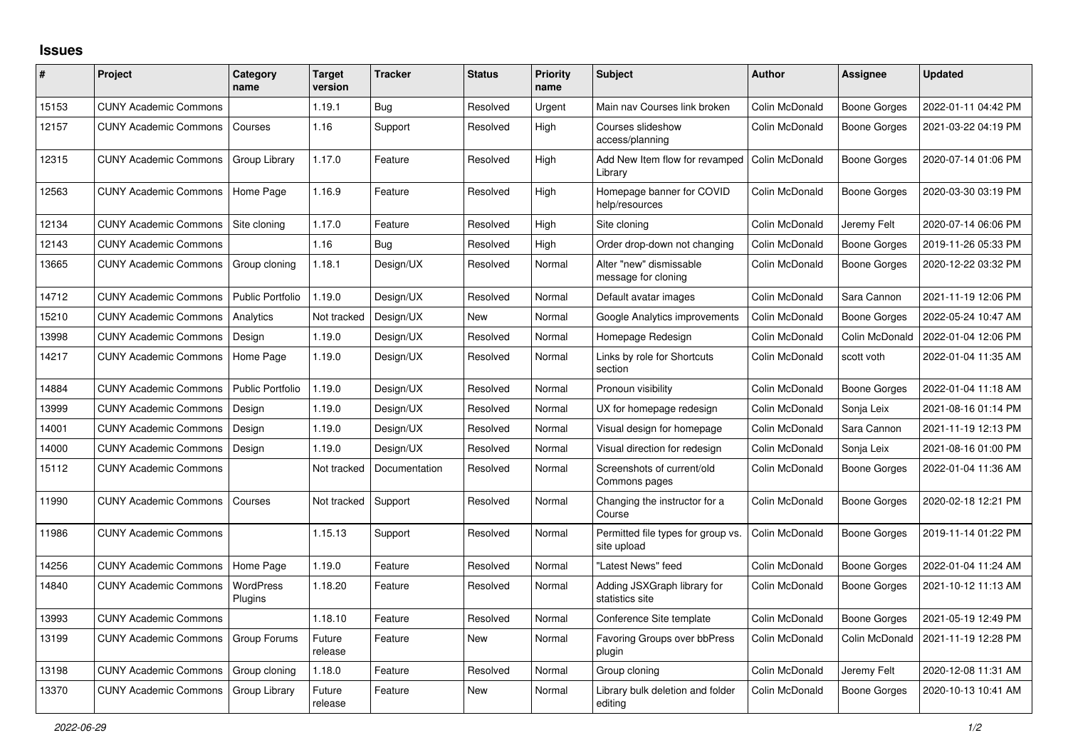# Issues

| # | Project | Category name | Target version | Tracker | Status | Priority name | Subject | Author | Assignee | Updated |
|---|---|---|---|---|---|---|---|---|---|---|
| 15153 | CUNY Academic Commons | | 1.19.1 | Bug | Resolved | Urgent | Main nav Courses link broken | Colin McDonald | Boone Gorges | 2022-01-11 04:42 PM |
| 12157 | CUNY Academic Commons | Courses | 1.16 | Support | Resolved | High | Courses slideshow access/planning | Colin McDonald | Boone Gorges | 2021-03-22 04:19 PM |
| 12315 | CUNY Academic Commons | Group Library | 1.17.0 | Feature | Resolved | High | Add New Item flow for revamped Library | Colin McDonald | Boone Gorges | 2020-07-14 01:06 PM |
| 12563 | CUNY Academic Commons | Home Page | 1.16.9 | Feature | Resolved | High | Homepage banner for COVID help/resources | Colin McDonald | Boone Gorges | 2020-03-30 03:19 PM |
| 12134 | CUNY Academic Commons | Site cloning | 1.17.0 | Feature | Resolved | High | Site cloning | Colin McDonald | Jeremy Felt | 2020-07-14 06:06 PM |
| 12143 | CUNY Academic Commons | | 1.16 | Bug | Resolved | High | Order drop-down not changing | Colin McDonald | Boone Gorges | 2019-11-26 05:33 PM |
| 13665 | CUNY Academic Commons | Group cloning | 1.18.1 | Design/UX | Resolved | Normal | Alter "new" dismissable message for cloning | Colin McDonald | Boone Gorges | 2020-12-22 03:32 PM |
| 14712 | CUNY Academic Commons | Public Portfolio | 1.19.0 | Design/UX | Resolved | Normal | Default avatar images | Colin McDonald | Sara Cannon | 2021-11-19 12:06 PM |
| 15210 | CUNY Academic Commons | Analytics | Not tracked | Design/UX | New | Normal | Google Analytics improvements | Colin McDonald | Boone Gorges | 2022-05-24 10:47 AM |
| 13998 | CUNY Academic Commons | Design | 1.19.0 | Design/UX | Resolved | Normal | Homepage Redesign | Colin McDonald | Colin McDonald | 2022-01-04 12:06 PM |
| 14217 | CUNY Academic Commons | Home Page | 1.19.0 | Design/UX | Resolved | Normal | Links by role for Shortcuts section | Colin McDonald | scott voth | 2022-01-04 11:35 AM |
| 14884 | CUNY Academic Commons | Public Portfolio | 1.19.0 | Design/UX | Resolved | Normal | Pronoun visibility | Colin McDonald | Boone Gorges | 2022-01-04 11:18 AM |
| 13999 | CUNY Academic Commons | Design | 1.19.0 | Design/UX | Resolved | Normal | UX for homepage redesign | Colin McDonald | Sonja Leix | 2021-08-16 01:14 PM |
| 14001 | CUNY Academic Commons | Design | 1.19.0 | Design/UX | Resolved | Normal | Visual design for homepage | Colin McDonald | Sara Cannon | 2021-11-19 12:13 PM |
| 14000 | CUNY Academic Commons | Design | 1.19.0 | Design/UX | Resolved | Normal | Visual direction for redesign | Colin McDonald | Sonja Leix | 2021-08-16 01:00 PM |
| 15112 | CUNY Academic Commons | | Not tracked | Documentation | Resolved | Normal | Screenshots of current/old Commons pages | Colin McDonald | Boone Gorges | 2022-01-04 11:36 AM |
| 11990 | CUNY Academic Commons | Courses | Not tracked | Support | Resolved | Normal | Changing the instructor for a Course | Colin McDonald | Boone Gorges | 2020-02-18 12:21 PM |
| 11986 | CUNY Academic Commons | | 1.15.13 | Support | Resolved | Normal | Permitted file types for group vs. site upload | Colin McDonald | Boone Gorges | 2019-11-14 01:22 PM |
| 14256 | CUNY Academic Commons | Home Page | 1.19.0 | Feature | Resolved | Normal | "Latest News" feed | Colin McDonald | Boone Gorges | 2022-01-04 11:24 AM |
| 14840 | CUNY Academic Commons | WordPress Plugins | 1.18.20 | Feature | Resolved | Normal | Adding JSXGraph library for statistics site | Colin McDonald | Boone Gorges | 2021-10-12 11:13 AM |
| 13993 | CUNY Academic Commons | | 1.18.10 | Feature | Resolved | Normal | Conference Site template | Colin McDonald | Boone Gorges | 2021-05-19 12:49 PM |
| 13199 | CUNY Academic Commons | Group Forums | Future release | Feature | New | Normal | Favoring Groups over bbPress plugin | Colin McDonald | Colin McDonald | 2021-11-19 12:28 PM |
| 13198 | CUNY Academic Commons | Group cloning | 1.18.0 | Feature | Resolved | Normal | Group cloning | Colin McDonald | Jeremy Felt | 2020-12-08 11:31 AM |
| 13370 | CUNY Academic Commons | Group Library | Future release | Feature | New | Normal | Library bulk deletion and folder editing | Colin McDonald | Boone Gorges | 2020-10-13 10:41 AM |

*2022-06-29*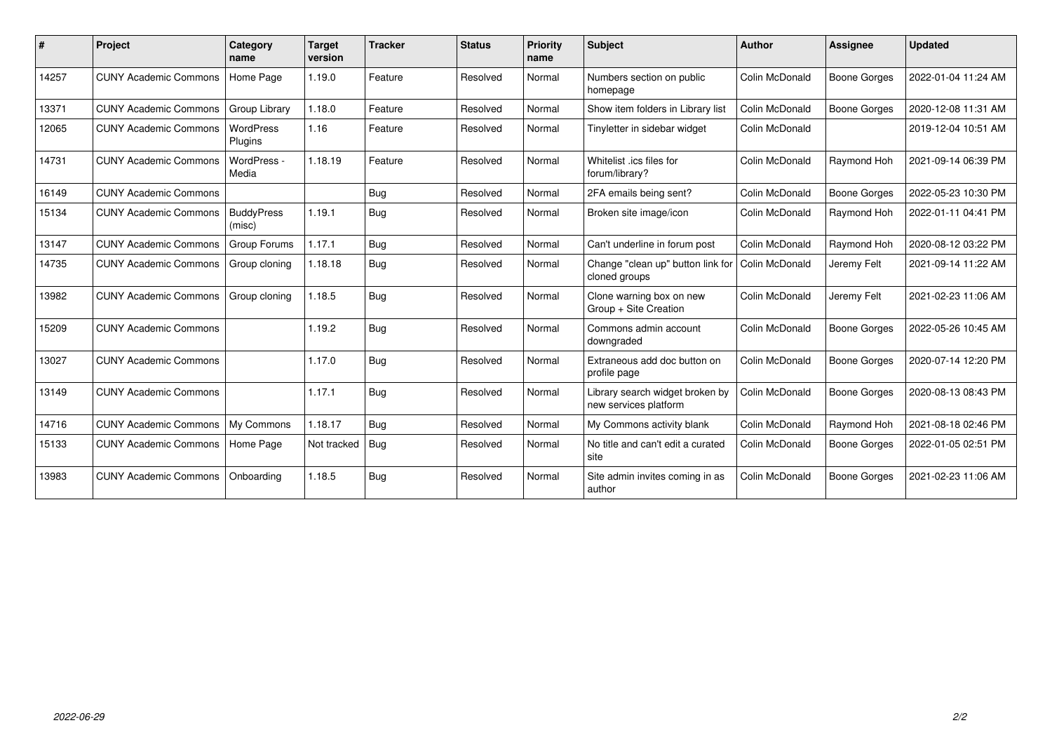| # | Project | Category name | Target version | Tracker | Status | Priority name | Subject | Author | Assignee | Updated |
|---|---|---|---|---|---|---|---|---|---|---|
| 14257 | CUNY Academic Commons | Home Page | 1.19.0 | Feature | Resolved | Normal | Numbers section on public homepage | Colin McDonald | Boone Gorges | 2022-01-04 11:24 AM |
| 13371 | CUNY Academic Commons | Group Library | 1.18.0 | Feature | Resolved | Normal | Show item folders in Library list | Colin McDonald | Boone Gorges | 2020-12-08 11:31 AM |
| 12065 | CUNY Academic Commons | WordPress Plugins | 1.16 | Feature | Resolved | Normal | Tinyletter in sidebar widget | Colin McDonald | | 2019-12-04 10:51 AM |
| 14731 | CUNY Academic Commons | WordPress - Media | 1.18.19 | Feature | Resolved | Normal | Whitelist .ics files for forum/library? | Colin McDonald | Raymond Hoh | 2021-09-14 06:39 PM |
| 16149 | CUNY Academic Commons | | | Bug | Resolved | Normal | 2FA emails being sent? | Colin McDonald | Boone Gorges | 2022-05-23 10:30 PM |
| 15134 | CUNY Academic Commons | BuddyPress (misc) | 1.19.1 | Bug | Resolved | Normal | Broken site image/icon | Colin McDonald | Raymond Hoh | 2022-01-11 04:41 PM |
| 13147 | CUNY Academic Commons | Group Forums | 1.17.1 | Bug | Resolved | Normal | Can't underline in forum post | Colin McDonald | Raymond Hoh | 2020-08-12 03:22 PM |
| 14735 | CUNY Academic Commons | Group cloning | 1.18.18 | Bug | Resolved | Normal | Change "clean up" button link for cloned groups | Colin McDonald | Jeremy Felt | 2021-09-14 11:22 AM |
| 13982 | CUNY Academic Commons | Group cloning | 1.18.5 | Bug | Resolved | Normal | Clone warning box on new Group + Site Creation | Colin McDonald | Jeremy Felt | 2021-02-23 11:06 AM |
| 15209 | CUNY Academic Commons | | 1.19.2 | Bug | Resolved | Normal | Commons admin account downgraded | Colin McDonald | Boone Gorges | 2022-05-26 10:45 AM |
| 13027 | CUNY Academic Commons | | 1.17.0 | Bug | Resolved | Normal | Extraneous add doc button on profile page | Colin McDonald | Boone Gorges | 2020-07-14 12:20 PM |
| 13149 | CUNY Academic Commons | | 1.17.1 | Bug | Resolved | Normal | Library search widget broken by new services platform | Colin McDonald | Boone Gorges | 2020-08-13 08:43 PM |
| 14716 | CUNY Academic Commons | My Commons | 1.18.17 | Bug | Resolved | Normal | My Commons activity blank | Colin McDonald | Raymond Hoh | 2021-08-18 02:46 PM |
| 15133 | CUNY Academic Commons | Home Page | Not tracked | Bug | Resolved | Normal | No title and can't edit a curated site | Colin McDonald | Boone Gorges | 2022-01-05 02:51 PM |
| 13983 | CUNY Academic Commons | Onboarding | 1.18.5 | Bug | Resolved | Normal | Site admin invites coming in as author | Colin McDonald | Boone Gorges | 2021-02-23 11:06 AM |